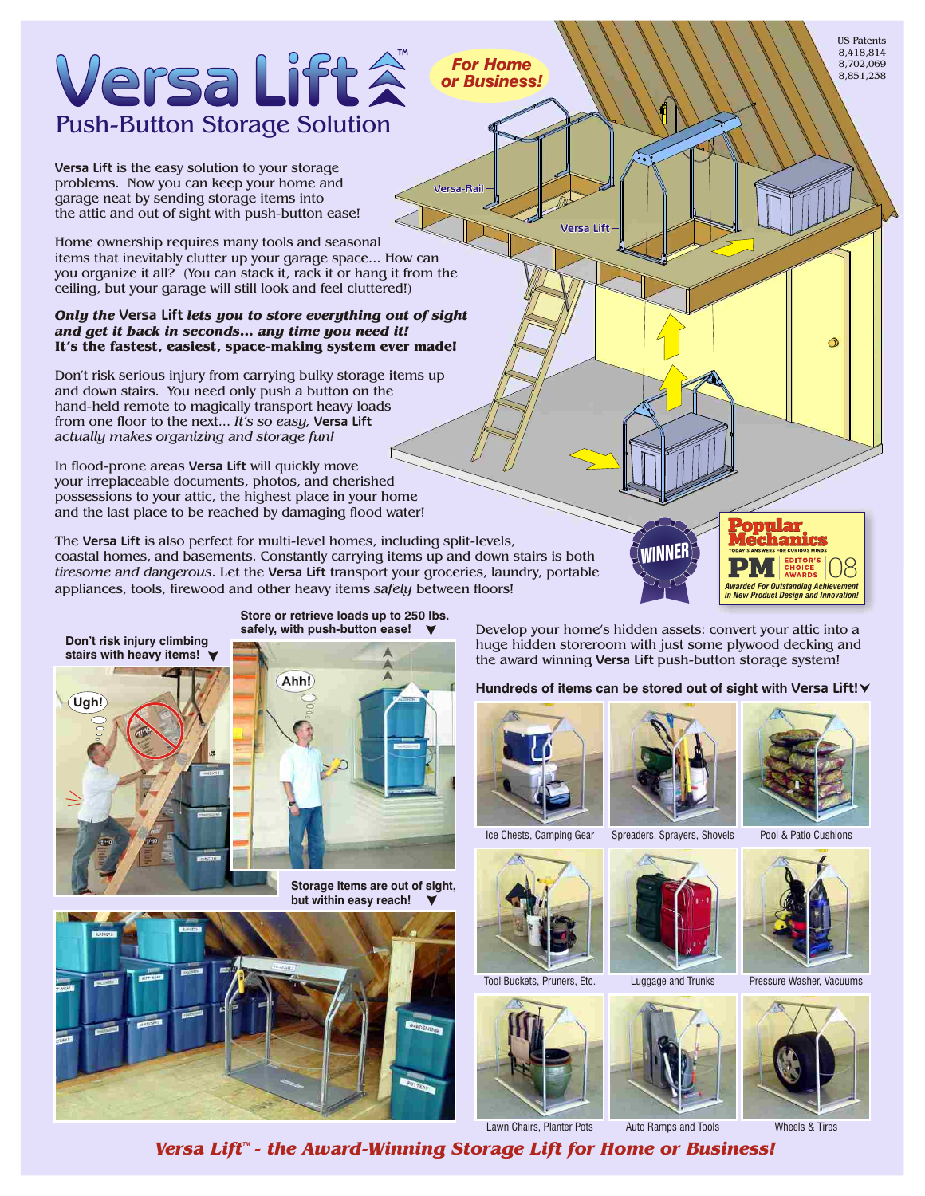# Versa Lift™

## Push-Button Storage Solution

*For Home or Business!*

US Patents 8,418,814 8,702,069 8,851,238

**Versa Lift** is the easy solution to your storage problems. Now you can keep your home and garage neat by sending storage items into the attic and out of sight with push-button ease!

Home ownership requires many tools and seasonal items that inevitably clutter up your garage space... How can you organize it all? (You can stack it, rack it or hang it from the ceiling, but your garage will still look and feel cluttered!)

***Only the* Versa Lift *lets you to store everything out of sight and get it back in seconds... any time you need it!***
**It's the fastest, easiest, space-making system ever made!**

Don't risk serious injury from carrying bulky storage items up and down stairs. You need only push a button on the hand-held remote to magically transport heavy loads from one floor to the next... *It's so easy,* **Versa Lift** *actually makes organizing and storage fun!*

In flood-prone areas **Versa Lift** will quickly move your irreplaceable documents, photos, and cherished possessions to your attic, the highest place in your home and the last place to be reached by damaging flood water!

The **Versa Lift** is also perfect for multi-level homes, including split-levels, coastal homes, and basements. Constantly carrying items up and down stairs is both *tiresome and dangerous*. Let the **Versa Lift** transport your groceries, laundry, portable appliances, tools, firewood and other heavy items *safely* between floors!

Versa-Rail — Versa Lift

WINNER — Popular Mechanics, Today's Answers for Curious Minds — PM Editor's Choice Awards 08 — *Awarded For Outstanding Achievement in New Product Design and Innovation!*

**Don't risk injury climbing stairs with heavy items!**

**Store or retrieve loads up to 250 lbs. safely, with push-button ease!**

**Storage items are out of sight, but within easy reach!**

Develop your home's hidden assets: convert your attic into a huge hidden storeroom with just some plywood decking and the award winning **Versa Lift** push-button storage system!

**Hundreds of items can be stored out of sight with Versa Lift!**

Ice Chests, Camping Gear

Spreaders, Sprayers, Shovels

Pool & Patio Cushions

Tool Buckets, Pruners, Etc.

Luggage and Trunks

Pressure Washer, Vacuums

Lawn Chairs, Planter Pots

Auto Ramps and Tools

Wheels & Tires

***Versa Lift™ - the Award-Winning Storage Lift for Home or Business!***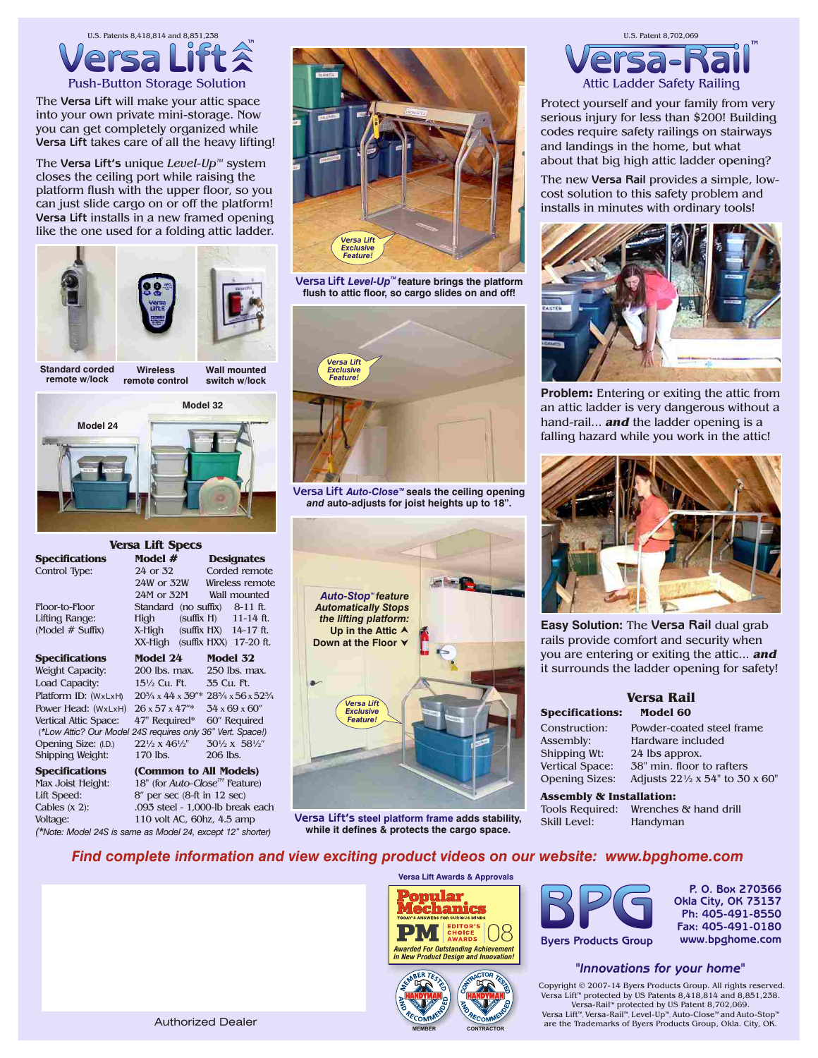U.S. Patents 8,418,814 and 8,851,238

# Versa Lift™

## Push-Button Storage Solution

The **Versa Lift** will make your attic space into your own private mini-storage. Now you can get completely organized while **Versa Lift** takes care of all the heavy lifting!

The **Versa Lift's** unique *Level-Up*™ system closes the ceiling port while raising the platform flush with the upper floor, so you can just slide cargo on or off the platform! **Versa Lift** installs in a new framed opening like the one used for a folding attic ladder.

Standard corded remote w/lock

Wireless remote control

Wall mounted switch w/lock

Model 24

Model 32

### Versa Lift Specs

| Specifications | Model # | Designates |
|---|---|---|
| Control Type: | 24 or 32 | Corded remote |
| | 24W or 32W | Wireless remote |
| | 24M or 32M | Wall mounted |
| Floor-to-Floor | Standard (no suffix) | 8-11 ft. |
| Lifting Range: | High (suffix H) | 11-14 ft. |
| (Model # Suffix) | X-High (suffix HX) | 14-17 ft. |
| | XX-High (suffix HXX) | 17-20 ft. |

| Specifications | Model 24 | Model 32 |
|---|---|---|
| Weight Capacity: | 200 lbs. max. | 250 lbs. max. |
| Load Capacity: | 15½ Cu. Ft. | 35 Cu. Ft. |
| Platform ID: (WxLxH) | 20¾ x 44 x 39"* | 28¾ x 56 x 52¾ |
| Power Head: (WxLxH) | 26 x 57 x 47"* | 34 x 69 x 60" |
| Vertical Attic Space: | 47" Required* | 60" Required |
| (*Low Attic? Our Model 24S requires only 36" Vert. Space!) | | |
| Opening Size: (I.D.) | 22½ x 46½" | 30½ x 58½" |
| Shipping Weight: | 170 lbs. | 206 lbs. |

| Specifications | (Common to All Models) |
|---|---|
| Max Joist Height: | 18" (for *Auto-Close*™ Feature) |
| Lift Speed: | 8" per sec (8-ft in 12 sec) |
| Cables (x 2): | .093 steel - 1,000-lb break each |
| Voltage: | 110 volt AC, 60hz, 4.5 amp |

*(*Note: Model 24S is same as Model 24, except 12" shorter)*

*Versa Lift Exclusive Feature!*

**Versa Lift *Level-Up*™ feature brings the platform flush to attic floor, so cargo slides on and off!**

*Versa Lift Exclusive Feature!*

**Versa Lift *Auto-Close*™ seals the ceiling opening *and* auto-adjusts for joist heights up to 18".**

***Auto-Stop*™ feature Automatically Stops the lifting platform: Up in the Attic ^ Down at the Floor v**

*Versa Lift Exclusive Feature!*

**Versa Lift's steel platform frame adds stability, while it defines & protects the cargo space.**

U.S. Patent 8,702,069

# Versa-Rail™

## Attic Ladder Safety Railing

Protect yourself and your family from very serious injury for less than $200! Building codes require safety railings on stairways and landings in the home, but what about that big high attic ladder opening?

The new **Versa Rail** provides a simple, low-cost solution to this safety problem and installs in minutes with ordinary tools!

**Problem:** Entering or exiting the attic from an attic ladder is very dangerous without a hand-rail... ***and*** the ladder opening is a falling hazard while you work in the attic!

**Easy Solution:** The **Versa Rail** dual grab rails provide comfort and security when you are entering or exiting the attic... ***and*** it surrounds the ladder opening for safety!

### Versa Rail

| Specifications: | Model 60 |
|---|---|
| Construction: | Powder-coated steel frame |
| Assembly: | Hardware included |
| Shipping Wt: | 24 lbs approx. |
| Vertical Space: | 38" min. floor to rafters |
| Opening Sizes: | Adjusts 22½ x 54" to 30 x 60" |

| Assembly & Installation: | |
|---|---|
| Tools Required: | Wrenches & hand drill |
| Skill Level: | Handyman |

***Find complete information and view exciting product videos on our website: www.bpghome.com***

Authorized Dealer

**Versa Lift Awards & Approvals**

Popular Mechanics — TODAY'S ANSWERS FOR CURIOUS MINDS — PM EDITOR'S CHOICE AWARDS 08 — *Awarded For Outstanding Achievement in New Product Design and Innovation!*

HANDYMAN — MEMBER TESTED AND RECOMMENDED — MEMBER

HANDYMAN — CONTRACTOR TESTED AND RECOMMENDED — CONTRACTOR

BPG — Byers Products Group

P. O. Box 270366
Okla City, OK 73137
Ph: 405-491-8550
Fax: 405-491-0180
www.bpghome.com

*"Innovations for your home"*

Copyright © 2007-14 Byers Products Group. All rights reserved.
Versa Lift™ protected by US Patents 8,418,814 and 8,851,238.
Versa-Rail™ protected by US Patent 8,702,069.
Versa Lift™, Versa-Rail™, Level-Up™, Auto-Close™ and Auto-Stop™ are the Trademarks of Byers Products Group, Okla. City, OK.